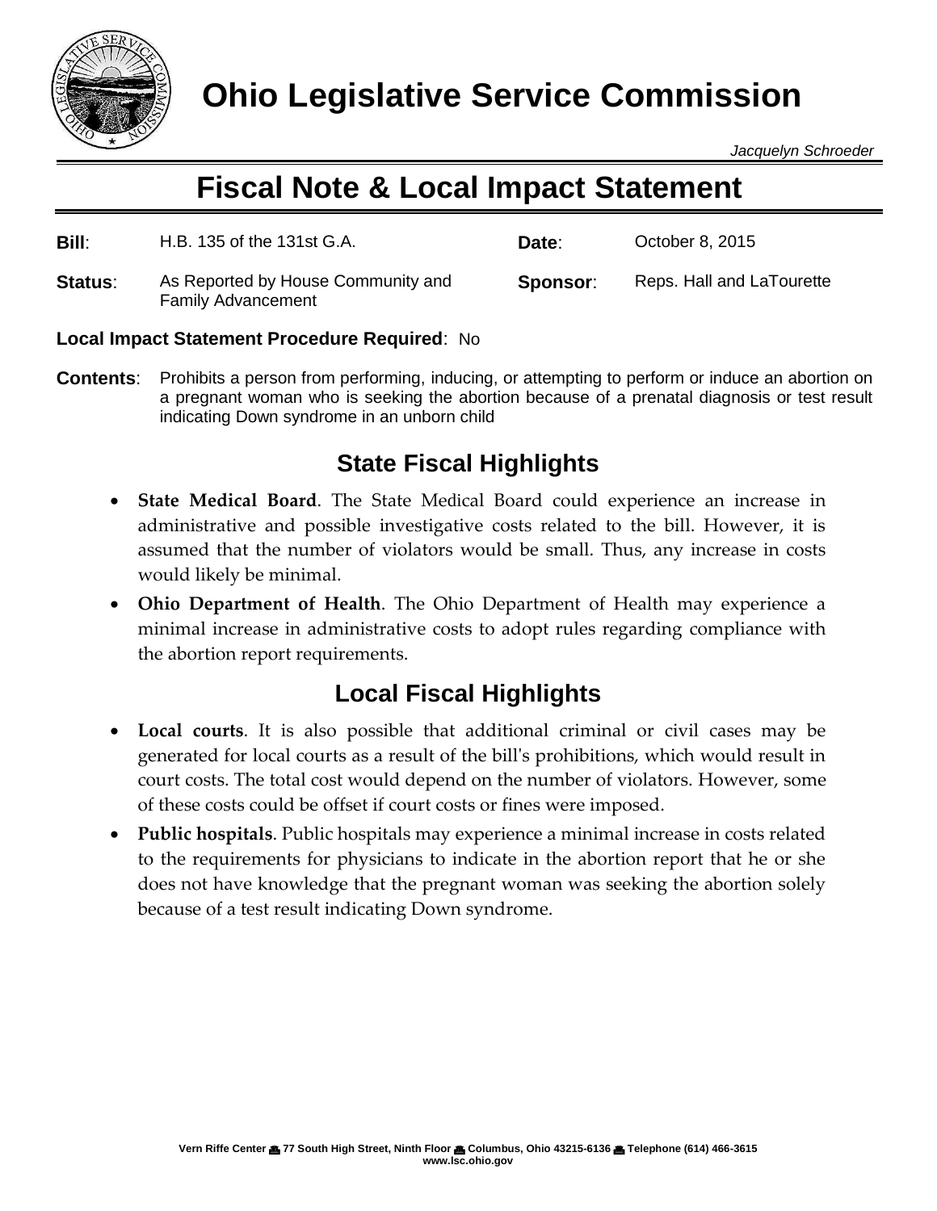# Ohio Legislative Service Commission

*Jacquelyn Schroeder*

## Fiscal Note & Local Impact Statement

| | | | |
|---|---|---|---|
| **Bill**: | H.B. 135 of the 131st G.A. | **Date**: | October 8, 2015 |
| **Status**: | As Reported by House Community and Family Advancement | **Sponsor**: | Reps. Hall and LaTourette |

**Local Impact Statement Procedure Required**: No

**Contents**: Prohibits a person from performing, inducing, or attempting to perform or induce an abortion on a pregnant woman who is seeking the abortion because of a prenatal diagnosis or test result indicating Down syndrome in an unborn child

### State Fiscal Highlights

- **State Medical Board**. The State Medical Board could experience an increase in administrative and possible investigative costs related to the bill. However, it is assumed that the number of violators would be small. Thus, any increase in costs would likely be minimal.
- **Ohio Department of Health**. The Ohio Department of Health may experience a minimal increase in administrative costs to adopt rules regarding compliance with the abortion report requirements.

### Local Fiscal Highlights

- **Local courts**. It is also possible that additional criminal or civil cases may be generated for local courts as a result of the bill's prohibitions, which would result in court costs. The total cost would depend on the number of violators. However, some of these costs could be offset if court costs or fines were imposed.
- **Public hospitals**. Public hospitals may experience a minimal increase in costs related to the requirements for physicians to indicate in the abortion report that he or she does not have knowledge that the pregnant woman was seeking the abortion solely because of a test result indicating Down syndrome.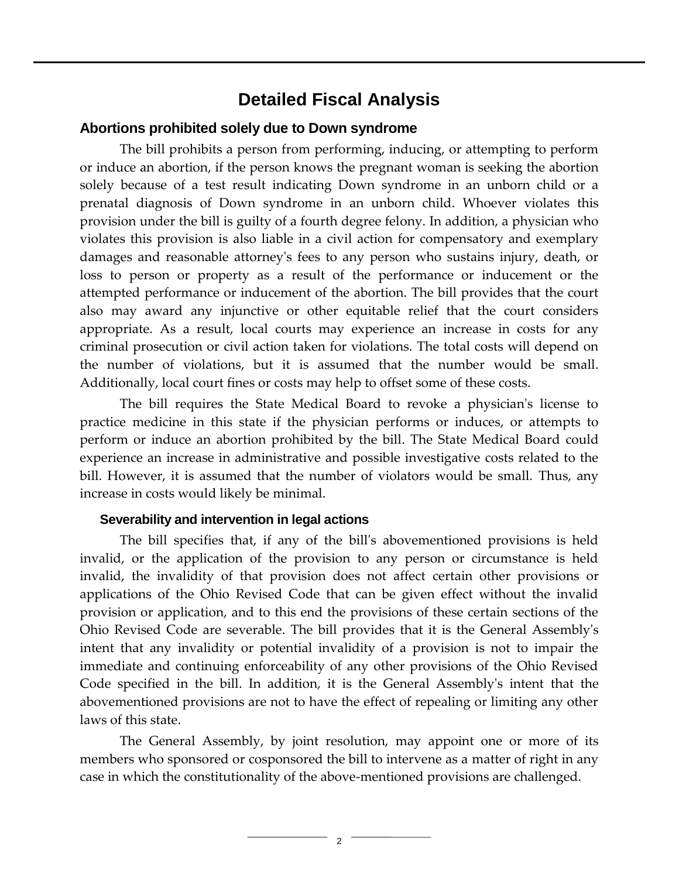# Detailed Fiscal Analysis

## Abortions prohibited solely due to Down syndrome

The bill prohibits a person from performing, inducing, or attempting to perform or induce an abortion, if the person knows the pregnant woman is seeking the abortion solely because of a test result indicating Down syndrome in an unborn child or a prenatal diagnosis of Down syndrome in an unborn child. Whoever violates this provision under the bill is guilty of a fourth degree felony. In addition, a physician who violates this provision is also liable in a civil action for compensatory and exemplary damages and reasonable attorney's fees to any person who sustains injury, death, or loss to person or property as a result of the performance or inducement or the attempted performance or inducement of the abortion. The bill provides that the court also may award any injunctive or other equitable relief that the court considers appropriate. As a result, local courts may experience an increase in costs for any criminal prosecution or civil action taken for violations. The total costs will depend on the number of violations, but it is assumed that the number would be small. Additionally, local court fines or costs may help to offset some of these costs.

The bill requires the State Medical Board to revoke a physician's license to practice medicine in this state if the physician performs or induces, or attempts to perform or induce an abortion prohibited by the bill. The State Medical Board could experience an increase in administrative and possible investigative costs related to the bill. However, it is assumed that the number of violators would be small. Thus, any increase in costs would likely be minimal.

### Severability and intervention in legal actions

The bill specifies that, if any of the bill's abovementioned provisions is held invalid, or the application of the provision to any person or circumstance is held invalid, the invalidity of that provision does not affect certain other provisions or applications of the Ohio Revised Code that can be given effect without the invalid provision or application, and to this end the provisions of these certain sections of the Ohio Revised Code are severable. The bill provides that it is the General Assembly's intent that any invalidity or potential invalidity of a provision is not to impair the immediate and continuing enforceability of any other provisions of the Ohio Revised Code specified in the bill. In addition, it is the General Assembly's intent that the abovementioned provisions are not to have the effect of repealing or limiting any other laws of this state.

The General Assembly, by joint resolution, may appoint one or more of its members who sponsored or cosponsored the bill to intervene as a matter of right in any case in which the constitutionality of the above-mentioned provisions are challenged.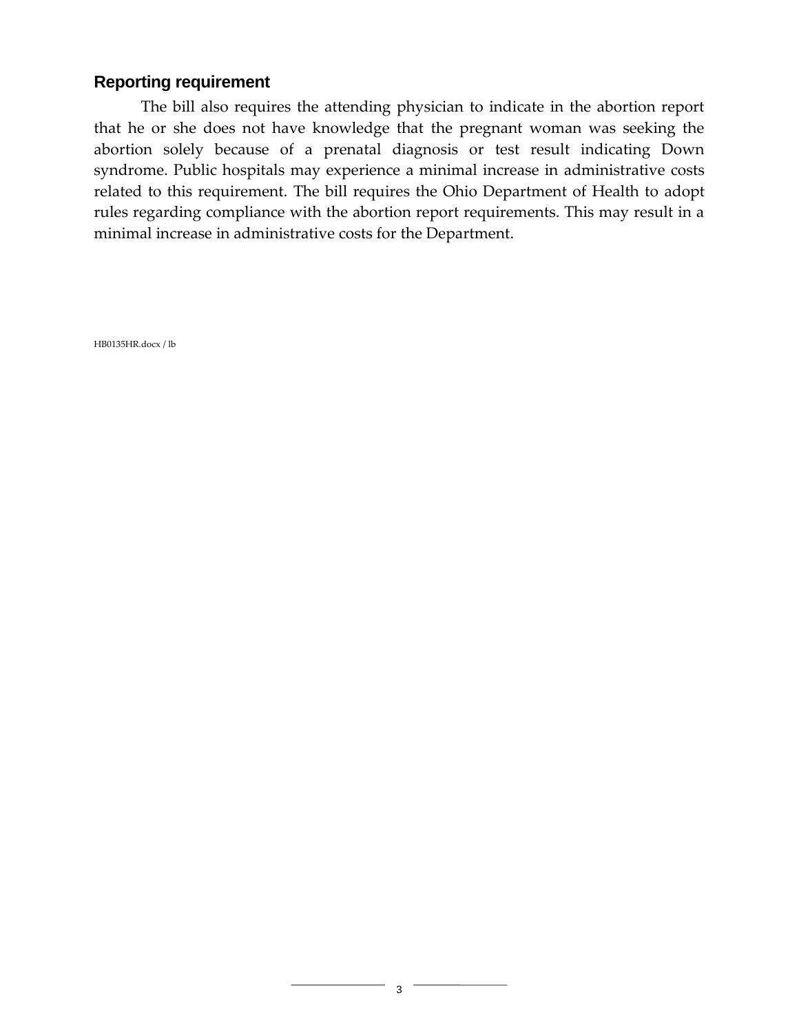## Reporting requirement

The bill also requires the attending physician to indicate in the abortion report that he or she does not have knowledge that the pregnant woman was seeking the abortion solely because of a prenatal diagnosis or test result indicating Down syndrome. Public hospitals may experience a minimal increase in administrative costs related to this requirement. The bill requires the Ohio Department of Health to adopt rules regarding compliance with the abortion report requirements. This may result in a minimal increase in administrative costs for the Department.

HB0135HR.docx / lb